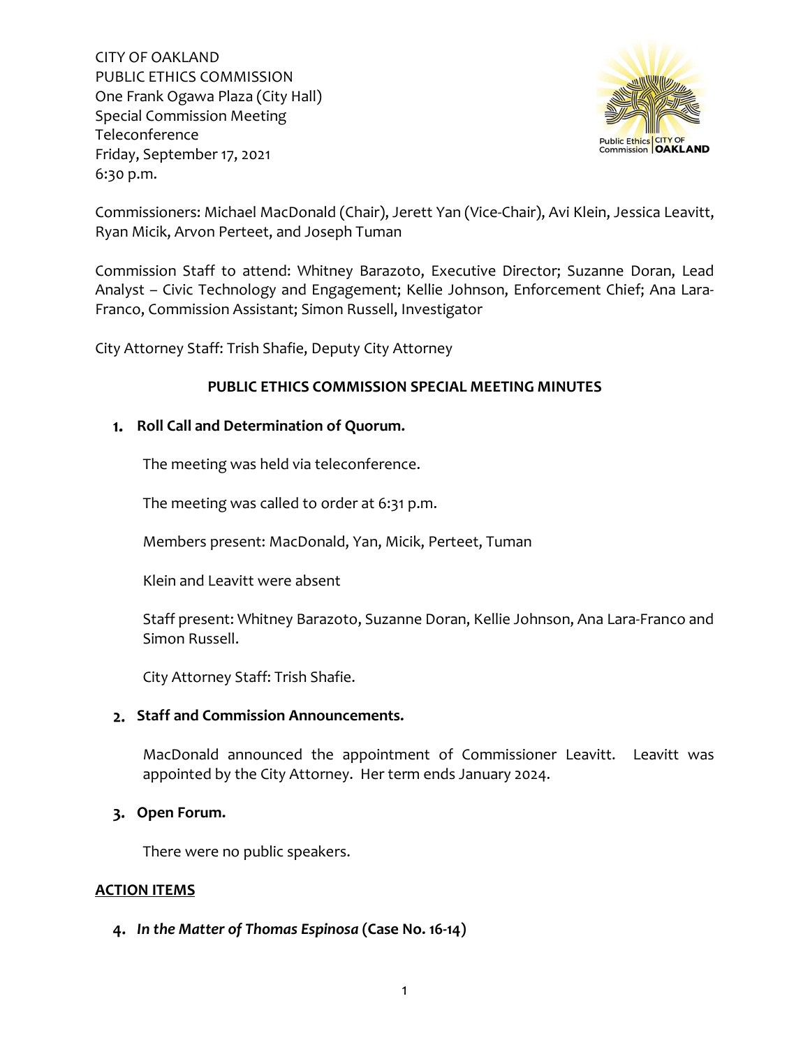CITY OF OAKLAND
PUBLIC ETHICS COMMISSION
One Frank Ogawa Plaza (City Hall)
Special Commission Meeting
Teleconference
Friday, September 17, 2021
6:30 p.m.

Commissioners: Michael MacDonald (Chair), Jerett Yan (Vice-Chair), Avi Klein, Jessica Leavitt, Ryan Micik, Arvon Perteet, and Joseph Tuman

Commission Staff to attend: Whitney Barazoto, Executive Director; Suzanne Doran, Lead Analyst – Civic Technology and Engagement; Kellie Johnson, Enforcement Chief; Ana Lara-Franco, Commission Assistant; Simon Russell, Investigator

City Attorney Staff: Trish Shafie, Deputy City Attorney

**PUBLIC ETHICS COMMISSION SPECIAL MEETING MINUTES**

1. **Roll Call and Determination of Quorum.**

   The meeting was held via teleconference.

   The meeting was called to order at 6:31 p.m.

   Members present: MacDonald, Yan, Micik, Perteet, Tuman

   Klein and Leavitt were absent

   Staff present: Whitney Barazoto, Suzanne Doran, Kellie Johnson, Ana Lara-Franco and Simon Russell.

   City Attorney Staff: Trish Shafie.

2. **Staff and Commission Announcements.**

   MacDonald announced the appointment of Commissioner Leavitt. Leavitt was appointed by the City Attorney. Her term ends January 2024.

3. **Open Forum.**

   There were no public speakers.

**ACTION ITEMS**

4. ***In the Matter of Thomas Espinosa* (Case No. 16-14)**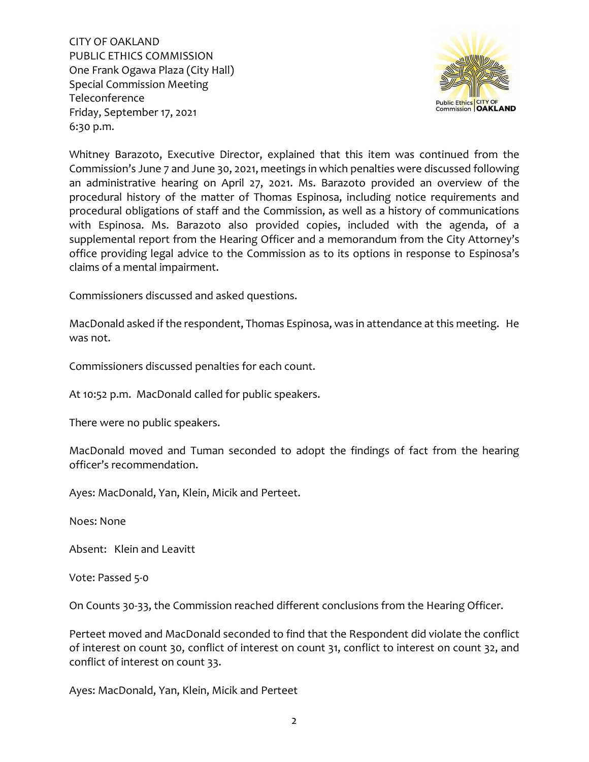CITY OF OAKLAND
PUBLIC ETHICS COMMISSION
One Frank Ogawa Plaza (City Hall)
Special Commission Meeting
Teleconference
Friday, September 17, 2021
6:30 p.m.

Whitney Barazoto, Executive Director, explained that this item was continued from the Commission's June 7 and June 30, 2021, meetings in which penalties were discussed following an administrative hearing on April 27, 2021. Ms. Barazoto provided an overview of the procedural history of the matter of Thomas Espinosa, including notice requirements and procedural obligations of staff and the Commission, as well as a history of communications with Espinosa. Ms. Barazoto also provided copies, included with the agenda, of a supplemental report from the Hearing Officer and a memorandum from the City Attorney's office providing legal advice to the Commission as to its options in response to Espinosa's claims of a mental impairment.

Commissioners discussed and asked questions.

MacDonald asked if the respondent, Thomas Espinosa, was in attendance at this meeting. He was not.

Commissioners discussed penalties for each count.

At 10:52 p.m. MacDonald called for public speakers.

There were no public speakers.

MacDonald moved and Tuman seconded to adopt the findings of fact from the hearing officer's recommendation.

Ayes: MacDonald, Yan, Klein, Micik and Perteet.

Noes: None

Absent: Klein and Leavitt

Vote: Passed 5-0

On Counts 30-33, the Commission reached different conclusions from the Hearing Officer.

Perteet moved and MacDonald seconded to find that the Respondent did violate the conflict of interest on count 30, conflict of interest on count 31, conflict to interest on count 32, and conflict of interest on count 33.

Ayes: MacDonald, Yan, Klein, Micik and Perteet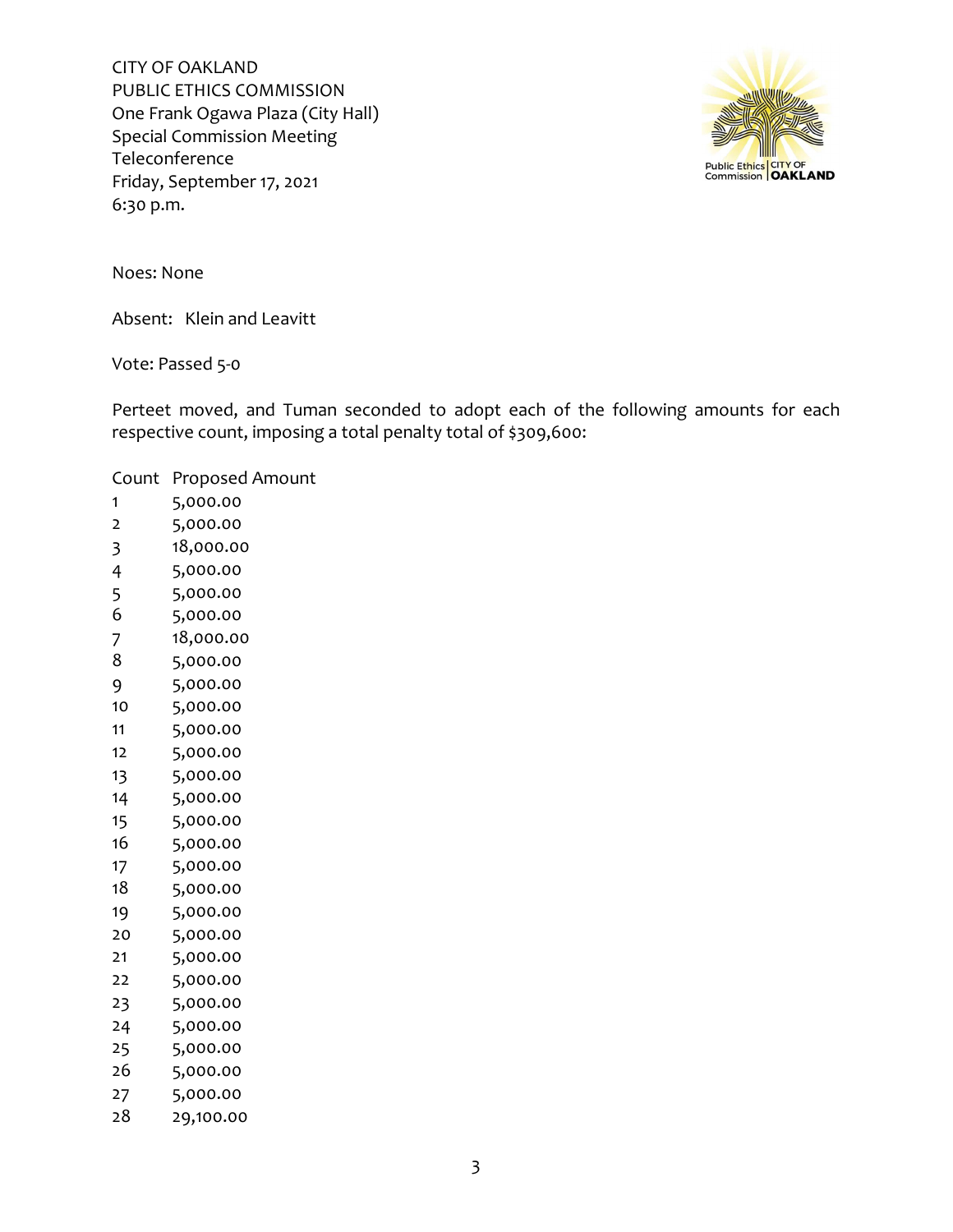Noes: None

Absent: Klein and Leavitt

Vote: Passed 5-0

Perteet moved, and Tuman seconded to adopt each of the following amounts for each respective count, imposing a total penalty total of $309,600:

| Count | Proposed Amount |
|---|---|
| 1 | 5,000.00 |
| 2 | 5,000.00 |
| 3 | 18,000.00 |
| 4 | 5,000.00 |
| 5 | 5,000.00 |
| 6 | 5,000.00 |
| 7 | 18,000.00 |
| 8 | 5,000.00 |
| 9 | 5,000.00 |
| 10 | 5,000.00 |
| 11 | 5,000.00 |
| 12 | 5,000.00 |
| 13 | 5,000.00 |
| 14 | 5,000.00 |
| 15 | 5,000.00 |
| 16 | 5,000.00 |
| 17 | 5,000.00 |
| 18 | 5,000.00 |
| 19 | 5,000.00 |
| 20 | 5,000.00 |
| 21 | 5,000.00 |
| 22 | 5,000.00 |
| 23 | 5,000.00 |
| 24 | 5,000.00 |
| 25 | 5,000.00 |
| 26 | 5,000.00 |
| 27 | 5,000.00 |
| 28 | 29,100.00 |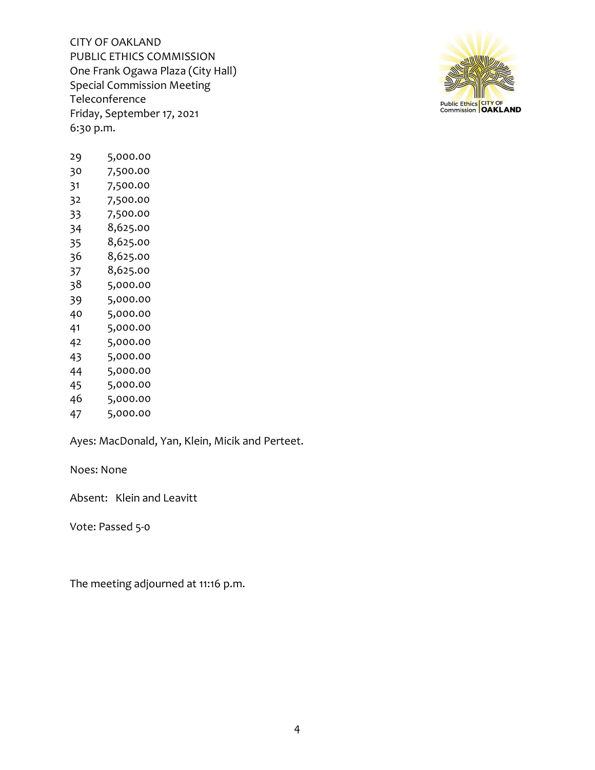CITY OF OAKLAND
PUBLIC ETHICS COMMISSION
One Frank Ogawa Plaza (City Hall)
Special Commission Meeting
Teleconference
Friday, September 17, 2021
6:30 p.m.

| | |
|---|---|
| 29 | 5,000.00 |
| 30 | 7,500.00 |
| 31 | 7,500.00 |
| 32 | 7,500.00 |
| 33 | 7,500.00 |
| 34 | 8,625.00 |
| 35 | 8,625.00 |
| 36 | 8,625.00 |
| 37 | 8,625.00 |
| 38 | 5,000.00 |
| 39 | 5,000.00 |
| 40 | 5,000.00 |
| 41 | 5,000.00 |
| 42 | 5,000.00 |
| 43 | 5,000.00 |
| 44 | 5,000.00 |
| 45 | 5,000.00 |
| 46 | 5,000.00 |
| 47 | 5,000.00 |

Ayes: MacDonald, Yan, Klein, Micik and Perteet.

Noes: None

Absent: Klein and Leavitt

Vote: Passed 5-0

The meeting adjourned at 11:16 p.m.